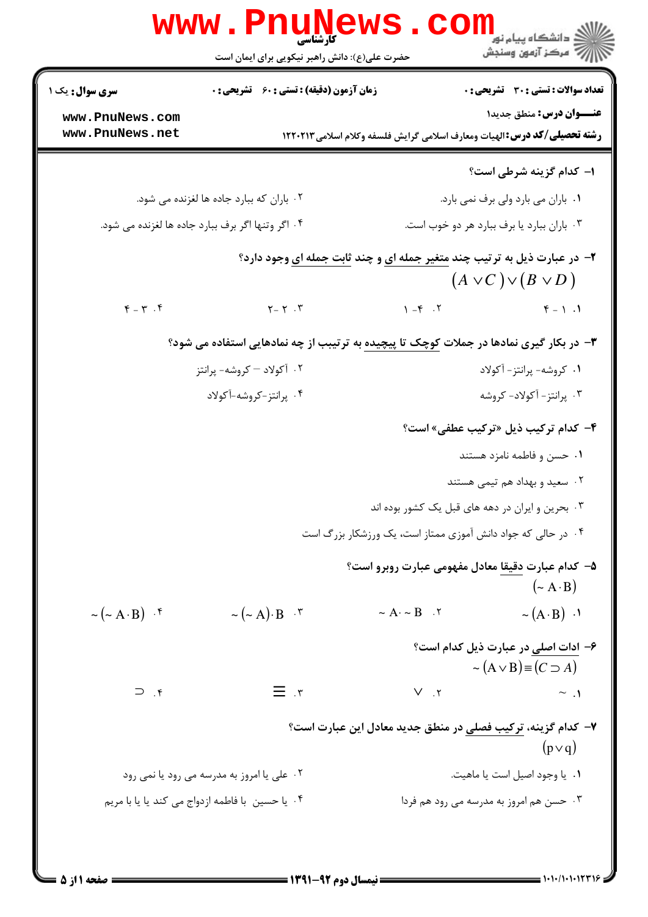کارشناسی

حضرت علی(ع): دانش راهبر نیکویی برای ایمان است

**سری سوال:** یک ۱ | **زمان آزمون (دقیقه) : تستی :** ۶۰ **تشریحی :** ۰ | **تعداد سوالات : تستی :** ۳۰ **تشریحی :** ۰

**عنـــوان درس:** منطق جدید۱

**رشته تحصیلی/کد درس:** الهیات ومعارف اسلامی گرایش فلسفه وکلام اسلامی۱۲۲۰۲۱۳

**۱- کدام گزینه شرطی است؟**

۱. باران می بارد ولی برف نمی بارد.

۲. باران که ببارد جاده ها لغزنده می شود.

۳. باران ببارد یا برف ببارد هر دو خوب است.

۴. اگر وتنها اگر برف ببارد جاده ها لغزنده می شود.

**۲- در عبارت ذیل به ترتیب چند متغیر جمله ای و چند ثابت جمله ای وجود دارد؟**

$$(A \vee C) \vee (B \vee D)$$

۱. ۱ - ۴

۲. ۴ - ۱

۳. ۲ - ۲

۴. ۳ - ۴

**۳- در بکار گیری نمادها در جملات کوچک تا پیچیده به ترتیب از چه نمادهایی استفاده می شود؟**

۱. کروشه- پرانتز- آکولاد

۲. آکولاد – کروشه- پرانتز

۳. پرانتز- آکولاد- کروشه

۴. پرانتز-کروشه-آکولاد

**۴- کدام ترکیب ذیل «ترکیب عطفی» است؟**

۱. حسن و فاطمه نامزد هستند

۲. سعید و بهداد هم تیمی هستند

۳. بحرین و ایران در دهه های قبل یک کشور بوده اند

۴. در حالی که جواد دانش آموزی ممتاز است، یک ورزشکار بزرگ است

**۵- کدام عبارت دقیقا معادل مفهومی عبارت روبرو است؟**

$$(\sim A \cdot B)$$

۱. $\sim (A \cdot B)$

۲. $\sim A \cdot \sim B$

۳. $\sim (\sim A) \cdot B$

۴. $\sim (\sim A \cdot B)$

**۶- ادات اصلی در عبارت ذیل کدام است؟**

$$\sim (A \vee B) \equiv (C \supset A)$$

۱. $\sim$

۲. $\vee$

۳. $\equiv$

۴. $\supset$

**۷- کدام گزینه، ترکیب فصلی در منطق جدید معادل این عبارت است؟**

$$(p \vee q)$$

۱. یا وجود اصیل است یا ماهیت.

۲. علی یا امروز به مدرسه می رود یا نمی رود

۳. حسن هم امروز به مدرسه می رود هم فردا

۴. یا حسین با فاطمه ازدواج می کند یا یا با مریم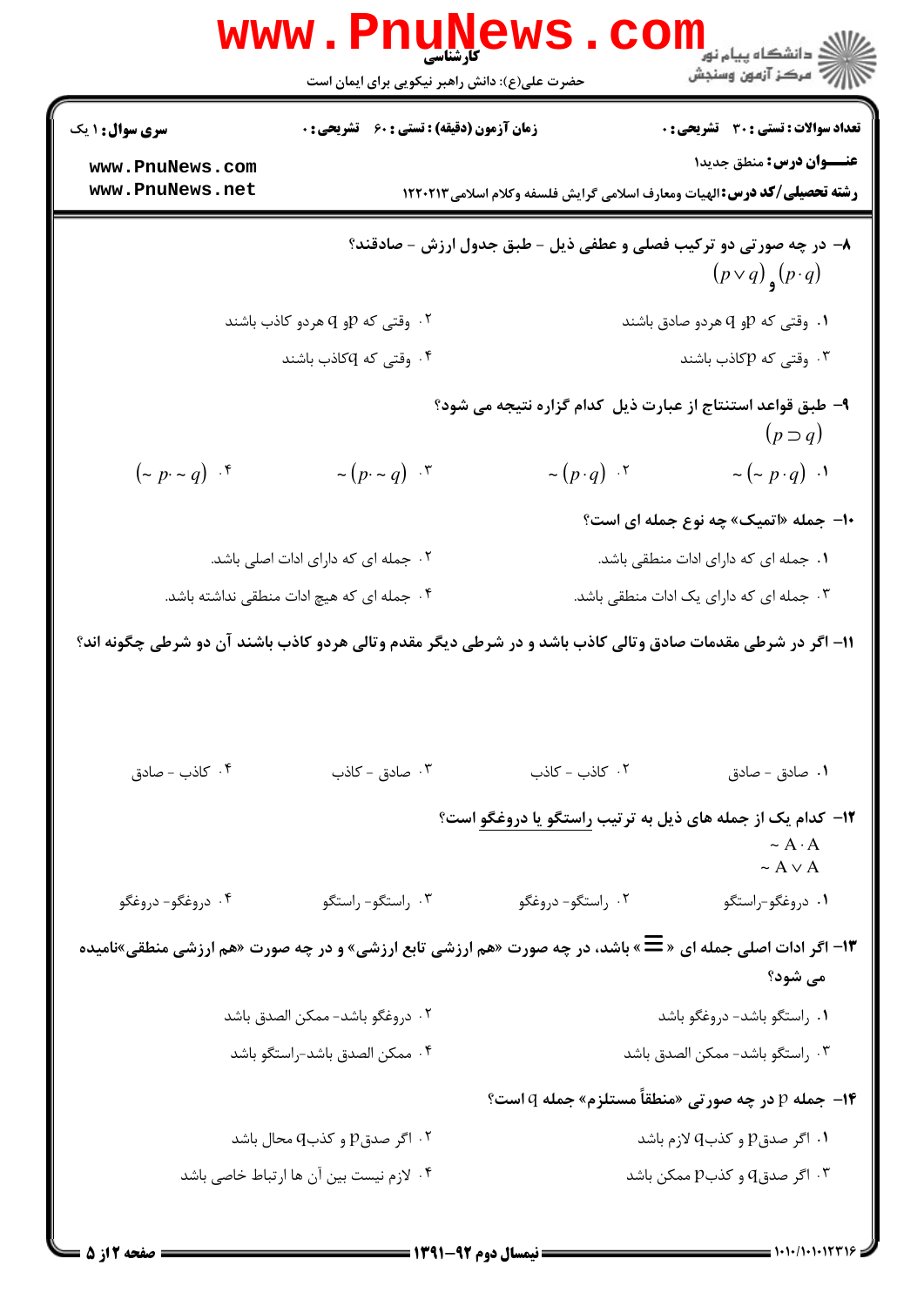**سری سوال:** ۱ یک

**زمان آزمون (دقیقه):** تستی : ۶۰ تشریحی : ۰

**تعداد سوالات:** تستی : ۳۰ تشریحی : ۰

**عنـــوان درس:** منطق جدید۱

**رشته تحصیلی/کد درس:** الهیات ومعارف اسلامی گرایش فلسفه وکلام اسلامی۱۲۲۰۲۱۳

۸- در چه صورتی دو ترکیب فصلی و عطفی ذیل - طبق جدول ارزش - صادقند؟

$(p \vee q)$ و $(p \cdot q)$

۱. وقتی که p و q هردو صادق باشند

۲. وقتی که p و q هردو کاذب باشند

۳. وقتی که p کاذب باشند

۴. وقتی که q کاذب باشند

۹- طبق قواعد استنتاج از عبارت ذیل کدام گزاره نتیجه می شود؟

$(p \supset q)$

۱. $\sim(\sim p \cdot q)$

۲. $\sim(p \cdot q)$

۳. $\sim(p \cdot \sim q)$

۴. $(\sim p \cdot \sim q)$

۱۰- جمله «اتمیک» چه نوع جمله ای است؟

۱. جمله ای که دارای ادات منطقی باشد.

۲. جمله ای که دارای ادات اصلی باشد.

۳. جمله ای که دارای یک ادات منطقی باشد.

۴. جمله ای که هیچ ادات منطقی نداشته باشد.

۱۱- اگر در شرطی مقدمات صادق وتالی کاذب باشد و در شرطی دیگر مقدم وتالی هردو کاذب باشند آن دو شرطی چگونه اند؟

۱. صادق - صادق

۲. کاذب - کاذب

۳. صادق - کاذب

۴. کاذب - صادق

۱۲- کدام یک از جمله های ذیل به ترتیب راستگو یا دروغگو است؟

$\sim A \cdot A$

$\sim A \vee A$

۱. دروغگو-راستگو

۲. راستگو- دروغگو

۳. راستگو- راستگو

۴. دروغگو- دروغگو

۱۳- اگر ادات اصلی جمله ای « $\equiv$ » باشد، در چه صورت «هم ارزشی تابع ارزشی» و در چه صورت «هم ارزشی منطقی»نامیده می شود؟

۱. راستگو باشد- دروغگو باشد

۲. دروغگو باشد- ممکن الصدق باشد

۳. راستگو باشد- ممکن الصدق باشد

۴. ممکن الصدق باشد-راستگو باشد

۱۴- جمله p در چه صورتی «منطقاً مستلزم» جمله q است؟

۱. اگر صدق p و کذب q لازم باشد

۲. اگر صدق p و کذب q محال باشد

۳. اگر صدق q و کذب p ممکن باشد

۴. لازم نیست بین آن ها ارتباط خاصی باشد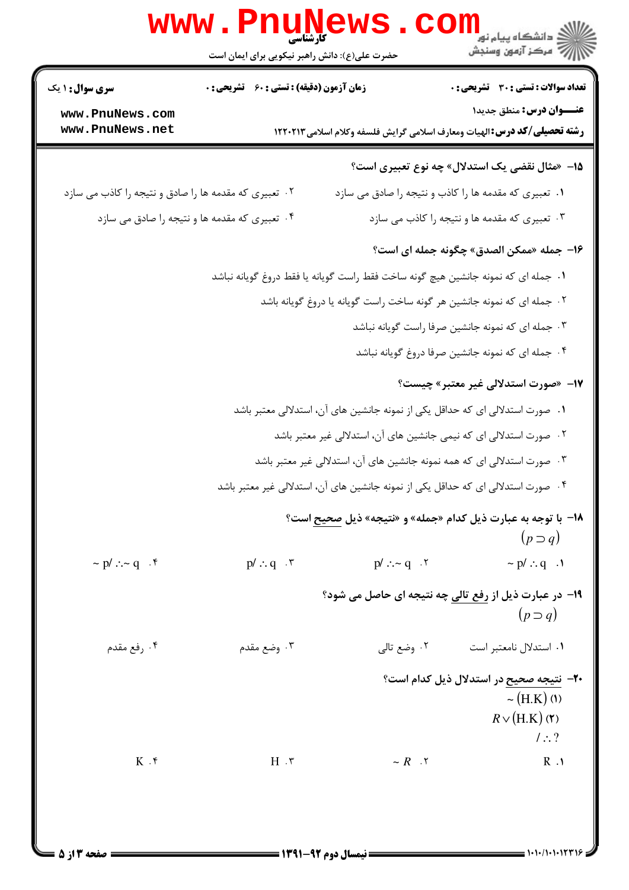۱۵- «مثال نقضی یک استدلال» چه نوع تعبیری است؟

۱. تعبیری که مقدمه ها را کاذب و نتیجه را صادق می سازد
۲. تعبیری که مقدمه ها را صادق و نتیجه را کاذب می سازد
۳. تعبیری که مقدمه ها و نتیجه را کاذب می سازد
۴. تعبیری که مقدمه ها و نتیجه را صادق می سازد

۱۶- جمله «ممکن الصدق» چگونه جمله ای است؟

۱. جمله ای که نمونه جانشین هیچ گونه ساخت فقط راست گویانه یا فقط دروغ گویانه نباشد
۲. جمله ای که نمونه جانشین هر گونه ساخت راست گویانه یا دروغ گویانه باشد
۳. جمله ای که نمونه جانشین صرفا راست گویانه نباشد
۴. جمله ای که نمونه جانشین صرفا دروغ گویانه نباشد

۱۷- «صورت استدلالی غیر معتبر» چیست؟

۱. صورت استدلالی ای که حداقل یکی از نمونه جانشین های آن، استدلالی معتبر باشد
۲. صورت استدلالی ای که نیمی جانشین های آن، استدلالی غیر معتبر باشد
۳. صورت استدلالی ای که همه نمونه جانشین های آن، استدلالی غیر معتبر باشد
۴. صورت استدلالی ای که حداقل یکی از نمونه جانشین های آن، استدلالی غیر معتبر باشد

۱۸- با توجه به عبارت ذیل کدام «جمله» و «نتیجه» ذیل صحیح است؟

$$(p \supset q)$$

۱. $\sim p / \therefore q$
۲. $p / \therefore \sim q$
۳. $p / \therefore q$
۴. $\sim p / \therefore \sim q$

۱۹- در عبارت ذیل از رفع تالی چه نتیجه ای حاصل می شود؟

$$(p \supset q)$$

۱. استدلال نامعتبر است
۲. وضع تالی
۳. وضع مقدم
۴. رفع مقدم

۲۰- نتیجه صحیح در استدلال ذیل کدام است؟

(۱) $\sim (H.K)$

(۲) $R \vee (H.K)$

$/ \therefore ?$

۱. R
۲. $\sim R$
۳. H
۴. K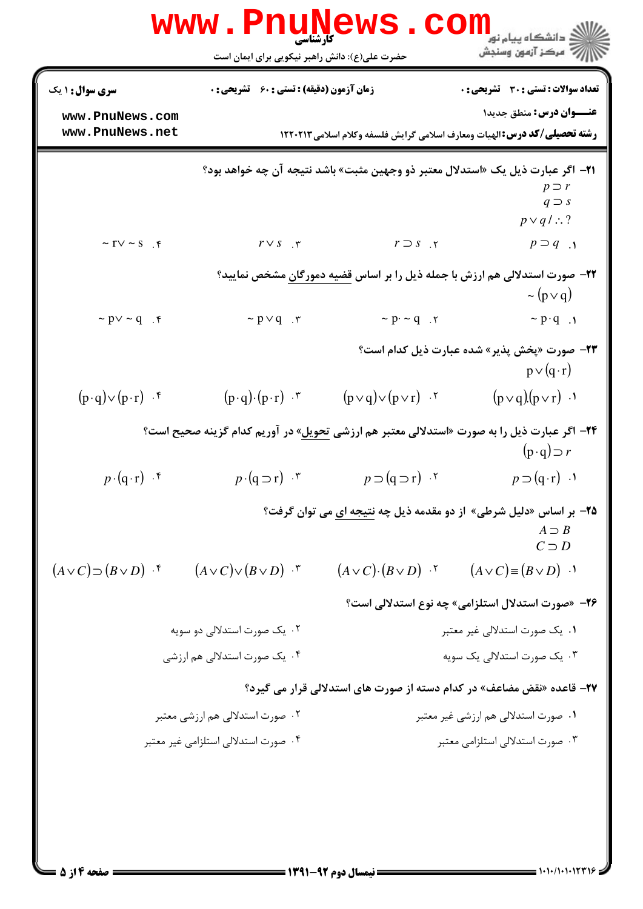**سری سوال:** ۱ یک | **زمان آزمون (دقیقه) : تستی :** ۶۰ **تشریحی :** ۰ | **تعداد سوالات : تستی :** ۳۰ **تشریحی :** ۰

**عنـــوان درس:** منطق جدید۱

**رشته تحصیلی/کد درس:** الهیات ومعارف اسلامی گرایش فلسفه وکلام اسلامی ۱۲۲۰۲۱۳

۲۱- اگر عبارت ذیل یک «استدلال معتبر ذو وجهین مثبت» باشد نتیجه آن چه خواهد بود؟

$$p \supset r$$
$$q \supset s$$
$$p \vee q / \therefore ?$$

۱. $p \supset q$ ۲. $r \supset s$ ۳. $r \vee s$ ۴. $\sim r \vee \sim s$

۲۲- صورت استدلالی هم ارزش با جمله ذیل را بر اساس قضیه دمورگان مشخص نمایید؟

$$\sim (p \vee q)$$

۱. $\sim p \cdot q$ ۲. $\sim p \cdot \sim q$ ۳. $\sim p \vee q$ ۴. $\sim p \vee \sim q$

۲۳- صورت «پخش پذیر» شده عبارت ذیل کدام است؟

$$p \vee (q \cdot r)$$

۱. $(p \vee q) . (p \vee r)$ ۲. $(p \vee q) \vee (p \vee r)$ ۳. $(p \cdot q) \cdot (p \cdot r)$ ۴. $(p \cdot q) \vee (p \cdot r)$

۲۴- اگر عبارت ذیل را به صورت «استدلالی معتبر هم ارزشی تحویل» در آوریم کدام گزینه صحیح است؟

$$(p \cdot q) \supset r$$

۱. $p \supset (q \cdot r)$ ۲. $p \supset (q \supset r)$ ۳. $p \cdot (q \supset r)$ ۴. $p \cdot (q \cdot r)$

۲۵- بر اساس «دلیل شرطی» از دو مقدمه ذیل چه نتیجه ای می توان گرفت؟

$$A \supset B$$
$$C \supset D$$

۱. $(A \vee C) \equiv (B \vee D)$ ۲. $(A \vee C) \cdot (B \vee D)$ ۳. $(A \vee C) \vee (B \vee D)$ ۴. $(A \vee C) \supset (B \vee D)$

۲۶- «صورت استدلال استلزامی» چه نوع استدلالی است؟

۱. یک صورت استدلالی غیر معتبر

۲. یک صورت استدلالی دو سویه

۳. یک صورت استدلالی یک سویه

۴. یک صورت استدلالی هم ارزشی

۲۷- قاعده «نقض مضاعف» در کدام دسته از صورت های استدلالی قرار می گیرد؟

۱. صورت استدلالی هم ارزشی غیر معتبر

۲. صورت استدلالی هم ارزشی معتبر

۳. صورت استدلالی استلزامی معتبر

۴. صورت استدلالی استلزامی غیر معتبر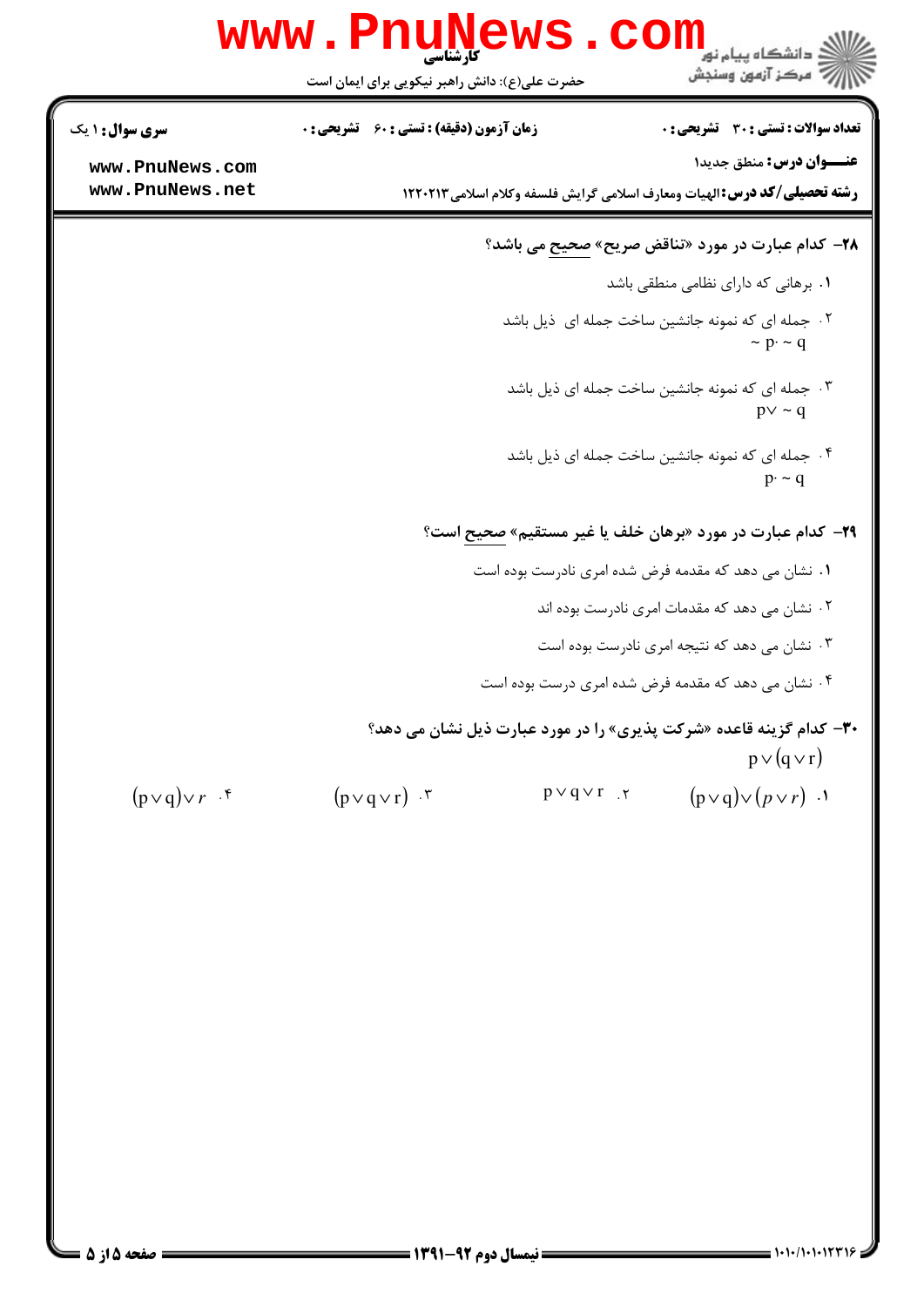**۲۸- کدام عبارت در مورد «تناقض صریح» صحیح می باشد؟**

۱. برهانی که دارای نظامی منطقی باشد

۲. جمله ای که نمونه جانشین ساخت جمله ای ذیل باشد
$\sim p \cdot \sim q$

۳. جمله ای که نمونه جانشین ساخت جمله ای ذیل باشد
$p \vee \sim q$

۴. جمله ای که نمونه جانشین ساخت جمله ای ذیل باشد
$p \cdot \sim q$

**۲۹- کدام عبارت در مورد «برهان خلف یا غیر مستقیم» صحیح است؟**

۱. نشان می دهد که مقدمه فرض شده امری نادرست بوده است

۲. نشان می دهد که مقدمات امری نادرست بوده اند

۳. نشان می دهد که نتیجه امری نادرست بوده است

۴. نشان می دهد که مقدمه فرض شده امری درست بوده است

**۳۰- کدام گزینه قاعده «شرکت پذیری» را در مورد عبارت ذیل نشان می دهد؟**

$p \vee (q \vee r)$

۱. $(p \vee q) \vee (p \vee r)$

۲. $p \vee q \vee r$

۳. $(p \vee q \vee r)$

۴. $(p \vee q) \vee r$